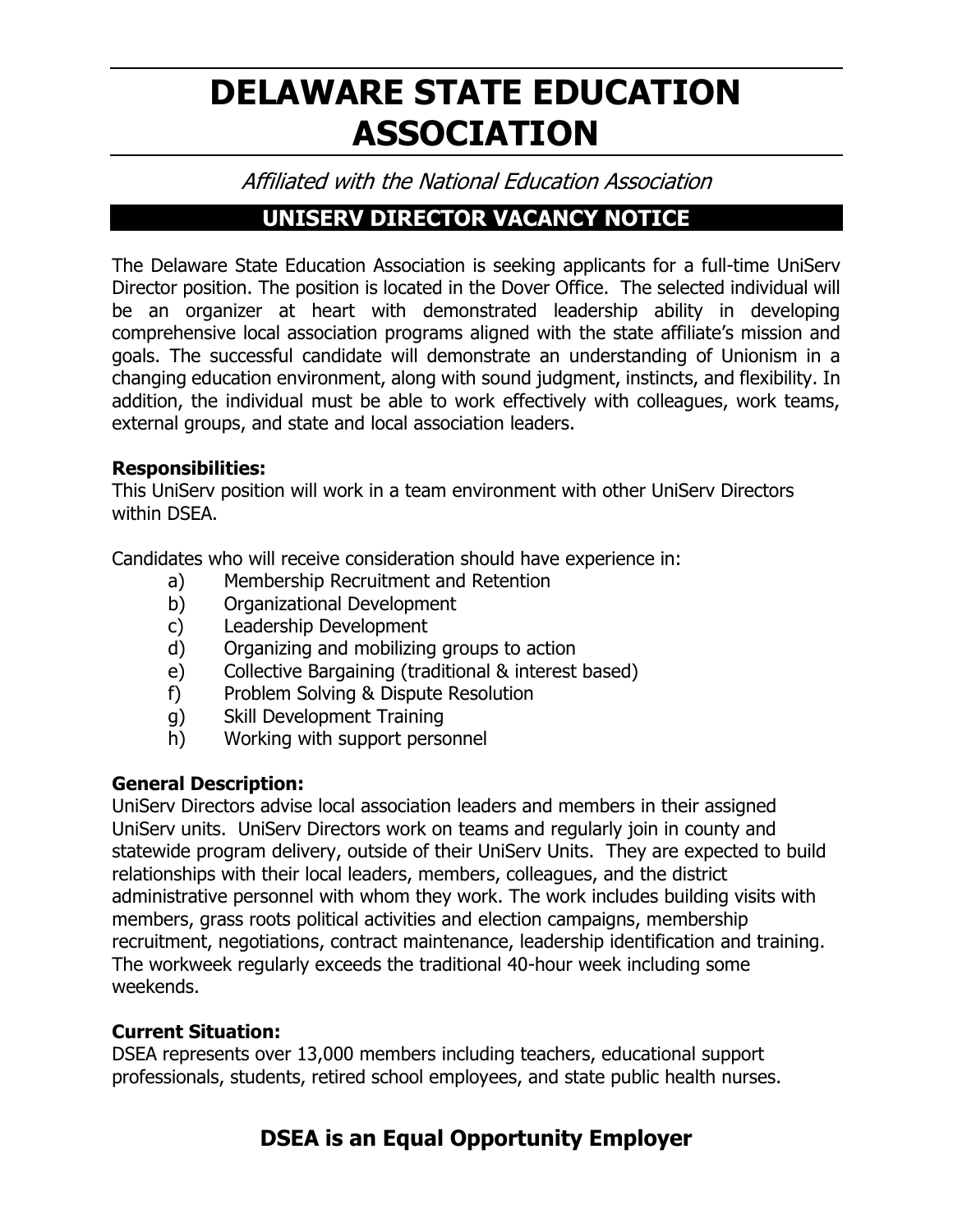# DELAWARE STATE EDUCATION ASSOCIATION

*Affiliated with the National Education Association*

## UNISERV DIRECTOR VACANCY NOTICE

The Delaware State Education Association is seeking applicants for a full-time UniServ Director position. The position is located in the Dover Office. The selected individual will be an organizer at heart with demonstrated leadership ability in developing comprehensive local association programs aligned with the state affiliate's mission and goals. The successful candidate will demonstrate an understanding of Unionism in a changing education environment, along with sound judgment, instincts, and flexibility. In addition, the individual must be able to work effectively with colleagues, work teams, external groups, and state and local association leaders.

**Responsibilities:**
This UniServ position will work in a team environment with other UniServ Directors within DSEA.

Candidates who will receive consideration should have experience in:

a) Membership Recruitment and Retention
b) Organizational Development
c) Leadership Development
d) Organizing and mobilizing groups to action
e) Collective Bargaining (traditional & interest based)
f) Problem Solving & Dispute Resolution
g) Skill Development Training
h) Working with support personnel

**General Description:**
UniServ Directors advise local association leaders and members in their assigned UniServ units. UniServ Directors work on teams and regularly join in county and statewide program delivery, outside of their UniServ Units. They are expected to build relationships with their local leaders, members, colleagues, and the district administrative personnel with whom they work. The work includes building visits with members, grass roots political activities and election campaigns, membership recruitment, negotiations, contract maintenance, leadership identification and training. The workweek regularly exceeds the traditional 40-hour week including some weekends.

**Current Situation:**
DSEA represents over 13,000 members including teachers, educational support professionals, students, retired school employees, and state public health nurses.

## DSEA is an Equal Opportunity Employer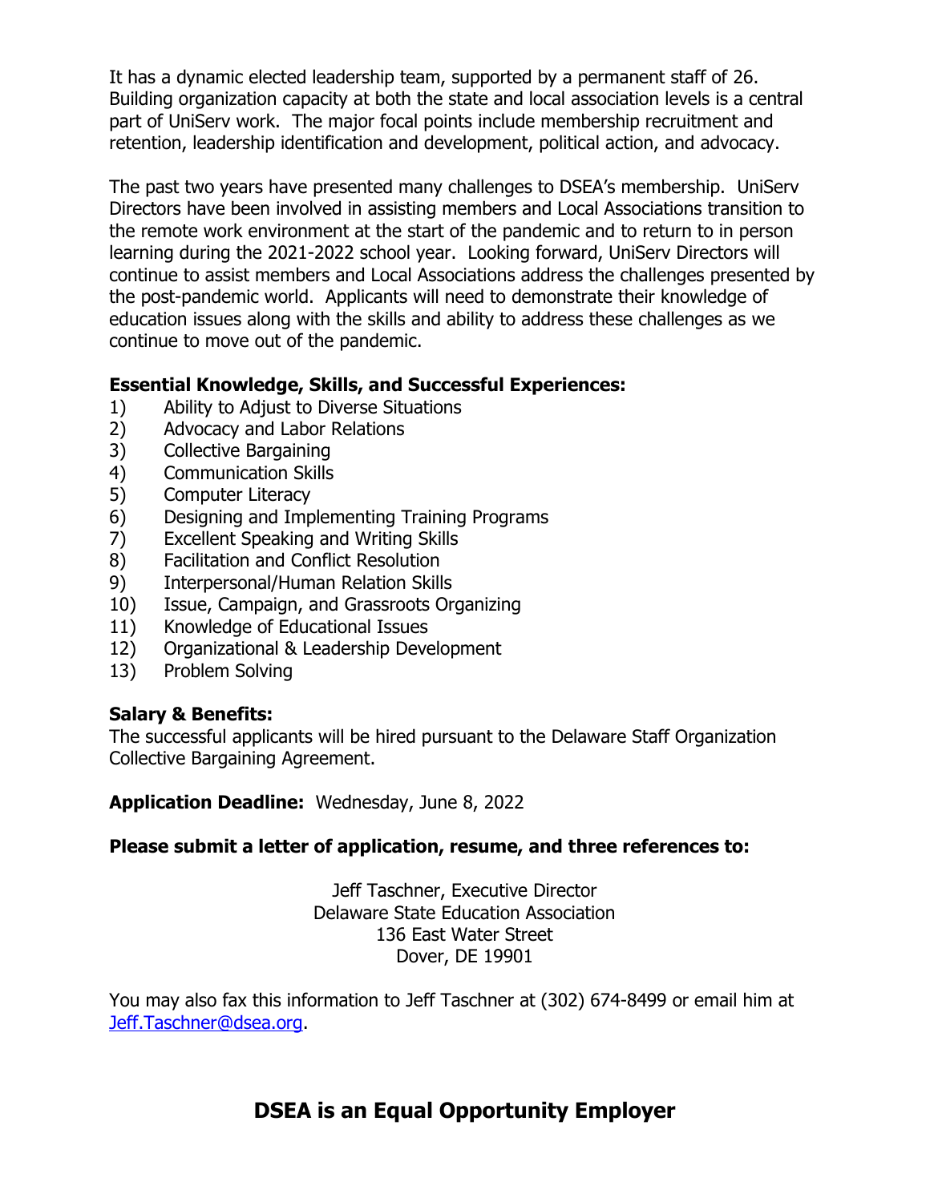It has a dynamic elected leadership team, supported by a permanent staff of 26. Building organization capacity at both the state and local association levels is a central part of UniServ work. The major focal points include membership recruitment and retention, leadership identification and development, political action, and advocacy.

The past two years have presented many challenges to DSEA's membership. UniServ Directors have been involved in assisting members and Local Associations transition to the remote work environment at the start of the pandemic and to return to in person learning during the 2021-2022 school year. Looking forward, UniServ Directors will continue to assist members and Local Associations address the challenges presented by the post-pandemic world. Applicants will need to demonstrate their knowledge of education issues along with the skills and ability to address these challenges as we continue to move out of the pandemic.

**Essential Knowledge, Skills, and Successful Experiences:**

1) Ability to Adjust to Diverse Situations
2) Advocacy and Labor Relations
3) Collective Bargaining
4) Communication Skills
5) Computer Literacy
6) Designing and Implementing Training Programs
7) Excellent Speaking and Writing Skills
8) Facilitation and Conflict Resolution
9) Interpersonal/Human Relation Skills
10) Issue, Campaign, and Grassroots Organizing
11) Knowledge of Educational Issues
12) Organizational & Leadership Development
13) Problem Solving

**Salary & Benefits:**
The successful applicants will be hired pursuant to the Delaware Staff Organization Collective Bargaining Agreement.

**Application Deadline:** Wednesday, June 8, 2022

**Please submit a letter of application, resume, and three references to:**

Jeff Taschner, Executive Director
Delaware State Education Association
136 East Water Street
Dover, DE 19901

You may also fax this information to Jeff Taschner at (302) 674-8499 or email him at Jeff.Taschner@dsea.org.

## DSEA is an Equal Opportunity Employer